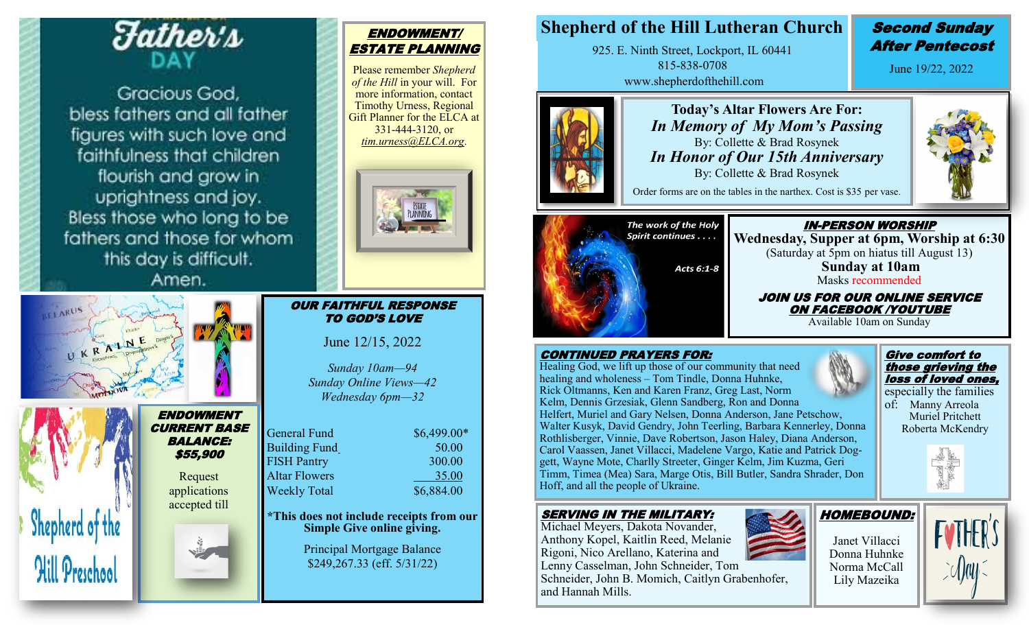# Father's Day

Gracious God,
bless fathers and all father figures with such love and faithfulness that children flourish and grow in uprightness and joy.
Bless those who long to be fathers and those for whom this day is difficult.
Amen.

## ENDOWMENT/ ESTATE PLANNING

Please remember *Shepherd of the Hill* in your will. For more information, contact Timothy Urness, Regional Gift Planner for the ELCA at 331-444-3120, or *tim.urness@ELCA.org*.

Shepherd of the Hill Preschool

## ENDOWMENT CURRENT BASE BALANCE: $55,900

Request applications accepted till

## OUR FAITHFUL RESPONSE TO GOD'S LOVE

June 12/15, 2022

*Sunday 10am—94*
*Sunday Online Views—42*
*Wednesday 6pm—32*

| | |
|---|---|
| General Fund | $6,499.00* |
| Building Fund | 50.00 |
| FISH Pantry | 300.00 |
| Altar Flowers | 35.00 |
| Weekly Total | $6,884.00 |

**\*This does not include receipts from our Simple Give online giving.**

Principal Mortgage Balance
$249,267.33 (eff. 5/31/22)

# Shepherd of the Hill Lutheran Church

925. E. Ninth Street, Lockport, IL 60441
815-838-0708
www.shepherdofthehill.com

## Second Sunday After Pentecost

June 19/22, 2022

## Today's Altar Flowers Are For:

*In Memory of My Mom's Passing*
By: Collette & Brad Rosynek
*In Honor of Our 15th Anniversary*
By: Collette & Brad Rosynek

Order forms are on the tables in the narthex. Cost is $35 per vase.

*The work of the Holy Spirit continues . . . .*

*Acts 6:1-8*

## IN-PERSON WORSHIP

**Wednesday, Supper at 6pm, Worship at 6:30**
(Saturday at 5pm on hiatus till August 13)
**Sunday at 10am**
Masks recommended

**JOIN US FOR OUR ONLINE SERVICE ON FACEBOOK /YOUTUBE**
Available 10am on Sunday

## CONTINUED PRAYERS FOR:

Healing God, we lift up those of our community that need healing and wholeness – Tom Tindle, Donna Huhnke, Rick Oltmanns, Ken and Karen Franz, Greg Last, Norm Kelm, Dennis Grzesiak, Glenn Sandberg, Ron and Donna Helfert, Muriel and Gary Nelsen, Donna Anderson, Jane Petschow, Walter Kusyk, David Gendry, John Teerling, Barbara Kennerley, Donna Rothlisberger, Vinnie, Dave Robertson, Jason Haley, Diana Anderson, Carol Vaassen, Janet Villacci, Madelene Vargo, Katie and Patrick Doggett, Wayne Mote, Charlly Streeter, Ginger Kelm, Jim Kuzma, Geri Timm, Timea (Mea) Sara, Marge Otis, Bill Butler, Sandra Shrader, Don Hoff, and all the people of Ukraine.

## Give comfort to those grieving the loss of loved ones,

especially the families of:
Manny Arreola
Muriel Pritchett
Roberta McKendry

## SERVING IN THE MILITARY:

Michael Meyers, Dakota Novander, Anthony Kopel, Kaitlin Reed, Melanie Rigoni, Nico Arellano, Katerina and Lenny Casselman, John Schneider, Tom Schneider, John B. Momich, Caitlyn Grabenhofer, and Hannah Mills.

## HOMEBOUND:

Janet Villacci
Donna Huhnke
Norma McCall
Lily Mazeika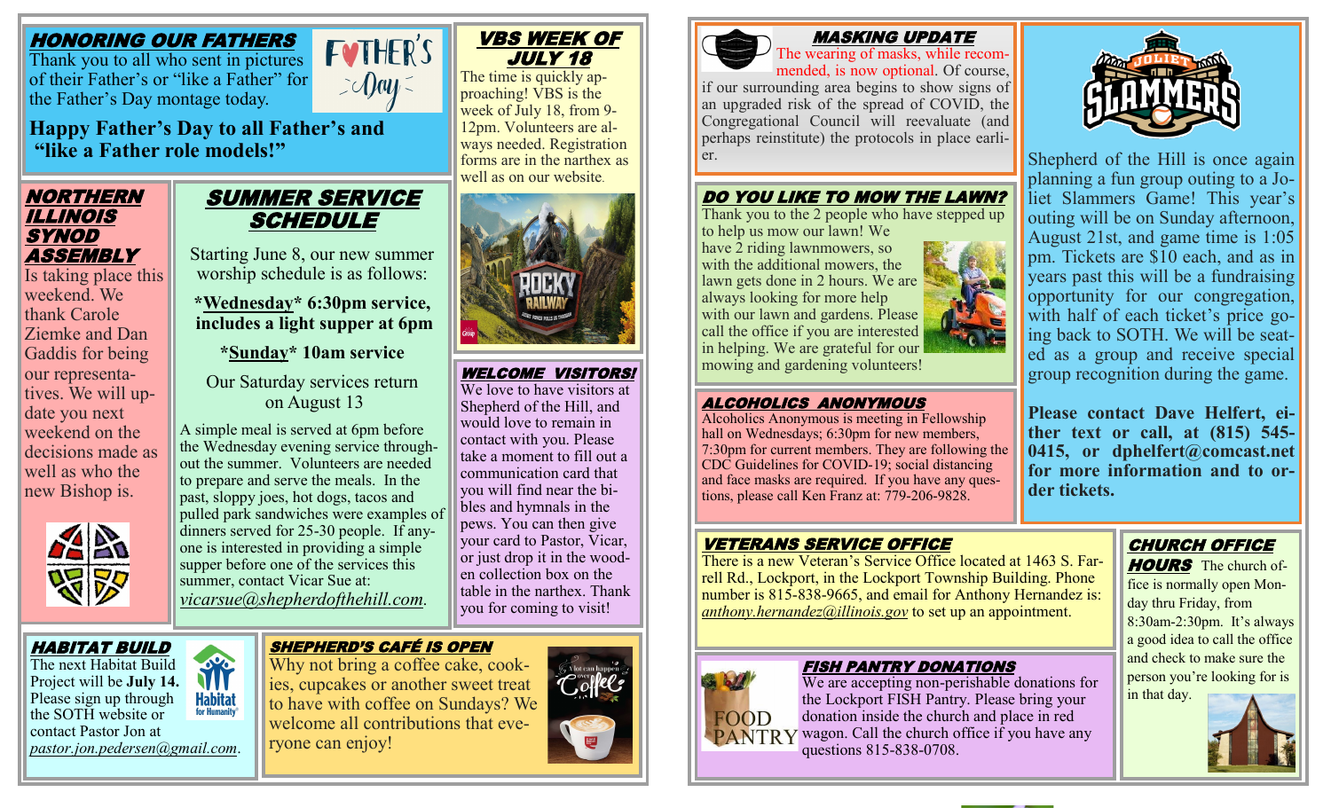## HONORING OUR FATHERS

Thank you to all who sent in pictures of their Father's or "like a Father" for the Father's Day montage today.

**Happy Father's Day to all Father's and "like a Father role models!"**

## NORTHERN ILLINOIS SYNOD ASSEMBLY

Is taking place this weekend. We thank Carole Ziemke and Dan Gaddis for being our representatives. We will update you next weekend on the decisions made as well as who the new Bishop is.

## SUMMER SERVICE SCHEDULE

Starting June 8, our new summer worship schedule is as follows:

**\*Wednesday\* 6:30pm service, includes a light supper at 6pm**

**\*Sunday\* 10am service**

Our Saturday services return on August 13

A simple meal is served at 6pm before the Wednesday evening service throughout the summer. Volunteers are needed to prepare and serve the meals. In the past, sloppy joes, hot dogs, tacos and pulled park sandwiches were examples of dinners served for 25-30 people. If anyone is interested in providing a simple supper before one of the services this summer, contact Vicar Sue at: *vicarsue@shepherdofthehill.com*.

## VBS WEEK OF JULY 18

The time is quickly approaching! VBS is the week of July 18, from 9-12pm. Volunteers are always needed. Registration forms are in the narthex as well as on our website.

## WELCOME VISITORS!

We love to have visitors at Shepherd of the Hill, and would love to remain in contact with you. Please take a moment to fill out a communication card that you will find near the bibles and hymnals in the pews. You can then give your card to Pastor, Vicar, or just drop it in the wooden collection box on the table in the narthex. Thank you for coming to visit!

## HABITAT BUILD

The next Habitat Build Project will be **July 14.** Please sign up through the SOTH website or contact Pastor Jon at *pastor.jon.pedersen@gmail.com*.

## SHEPHERD'S CAFÉ IS OPEN

Why not bring a coffee cake, cookies, cupcakes or another sweet treat to have with coffee on Sundays? We welcome all contributions that everyone can enjoy!

## MASKING UPDATE

The wearing of masks, while recommended, is now optional. Of course, if our surrounding area begins to show signs of an upgraded risk of the spread of COVID, the Congregational Council will reevaluate (and perhaps reinstitute) the protocols in place earlier.

## DO YOU LIKE TO MOW THE LAWN?

Thank you to the 2 people who have stepped up to help us mow our lawn! We have 2 riding lawnmowers, so with the additional mowers, the lawn gets done in 2 hours. We are always looking for more help with our lawn and gardens. Please call the office if you are interested in helping. We are grateful for our mowing and gardening volunteers!

## ALCOHOLICS ANONYMOUS

Alcoholics Anonymous is meeting in Fellowship hall on Wednesdays; 6:30pm for new members, 7:30pm for current members. They are following the CDC Guidelines for COVID-19; social distancing and face masks are required. If you have any questions, please call Ken Franz at: 779-206-9828.

## JOLIET SLAMMERS

Shepherd of the Hill is once again planning a fun group outing to a Joliet Slammers Game! This year's outing will be on Sunday afternoon, August 21st, and game time is 1:05 pm. Tickets are $10 each, and as in years past this will be a fundraising opportunity for our congregation, with half of each ticket's price going back to SOTH. We will be seated as a group and receive special group recognition during the game.

**Please contact Dave Helfert, either text or call, at (815) 545-0415, or dphelfert@comcast.net for more information and to order tickets.**

## VETERANS SERVICE OFFICE

There is a new Veteran's Service Office located at 1463 S. Farrell Rd., Lockport, in the Lockport Township Building. Phone number is 815-838-9665, and email for Anthony Hernandez is: *anthony.hernandez@illinois.gov* to set up an appointment.

## FISH PANTRY DONATIONS

We are accepting non-perishable donations for the Lockport FISH Pantry. Please bring your donation inside the church and place in red wagon. Call the church office if you have any questions 815-838-0708.

## CHURCH OFFICE HOURS

The church office is normally open Monday thru Friday, from 8:30am-2:30pm. It's always a good idea to call the office and check to make sure the person you're looking for is in that day.